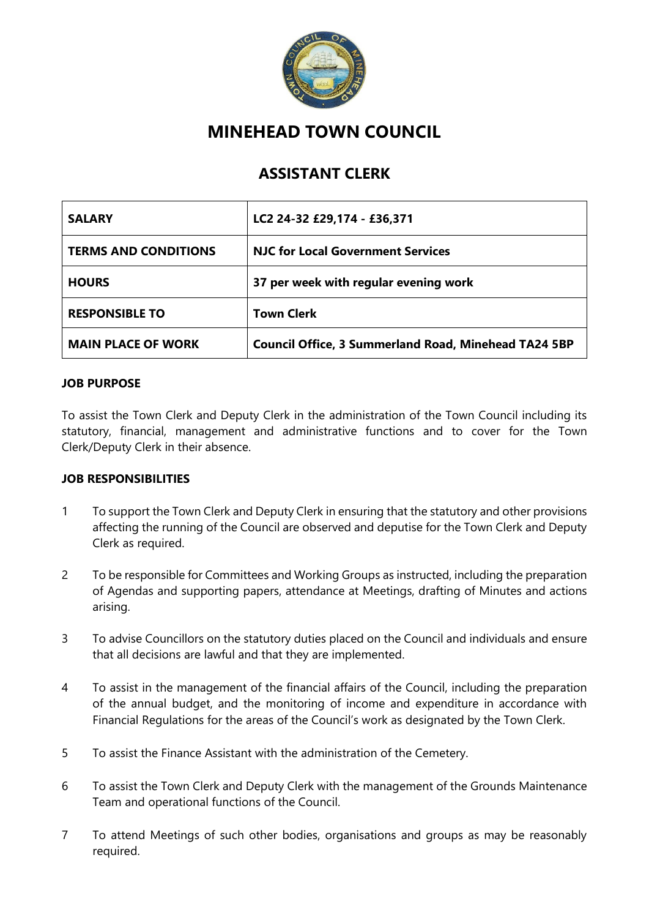# MINEHEAD TOWN COUNCIL

## ASSISTANT CLERK

| **SALARY** | **LC2 24-32 £29,174 - £36,371** |
|---|---|
| **TERMS AND CONDITIONS** | **NJC for Local Government Services** |
| **HOURS** | **37 per week with regular evening work** |
| **RESPONSIBLE TO** | **Town Clerk** |
| **MAIN PLACE OF WORK** | **Council Office, 3 Summerland Road, Minehead TA24 5BP** |

**JOB PURPOSE**

To assist the Town Clerk and Deputy Clerk in the administration of the Town Council including its statutory, financial, management and administrative functions and to cover for the Town Clerk/Deputy Clerk in their absence.

**JOB RESPONSIBILITIES**

1. To support the Town Clerk and Deputy Clerk in ensuring that the statutory and other provisions affecting the running of the Council are observed and deputise for the Town Clerk and Deputy Clerk as required.

2. To be responsible for Committees and Working Groups as instructed, including the preparation of Agendas and supporting papers, attendance at Meetings, drafting of Minutes and actions arising.

3. To advise Councillors on the statutory duties placed on the Council and individuals and ensure that all decisions are lawful and that they are implemented.

4. To assist in the management of the financial affairs of the Council, including the preparation of the annual budget, and the monitoring of income and expenditure in accordance with Financial Regulations for the areas of the Council's work as designated by the Town Clerk.

5. To assist the Finance Assistant with the administration of the Cemetery.

6. To assist the Town Clerk and Deputy Clerk with the management of the Grounds Maintenance Team and operational functions of the Council.

7. To attend Meetings of such other bodies, organisations and groups as may be reasonably required.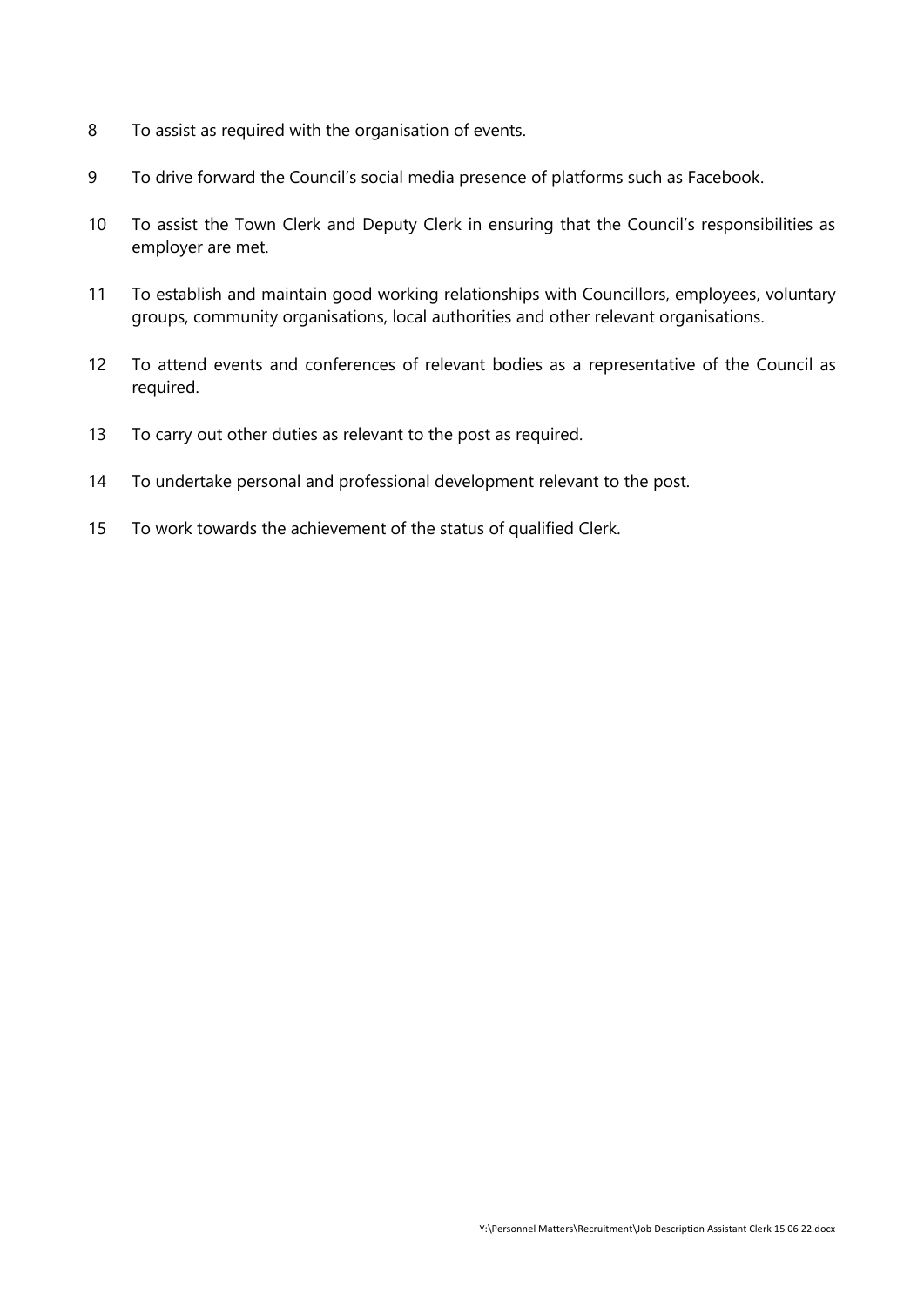8. To assist as required with the organisation of events.

9. To drive forward the Council's social media presence of platforms such as Facebook.

10. To assist the Town Clerk and Deputy Clerk in ensuring that the Council's responsibilities as employer are met.

11. To establish and maintain good working relationships with Councillors, employees, voluntary groups, community organisations, local authorities and other relevant organisations.

12. To attend events and conferences of relevant bodies as a representative of the Council as required.

13. To carry out other duties as relevant to the post as required.

14. To undertake personal and professional development relevant to the post.

15. To work towards the achievement of the status of qualified Clerk.